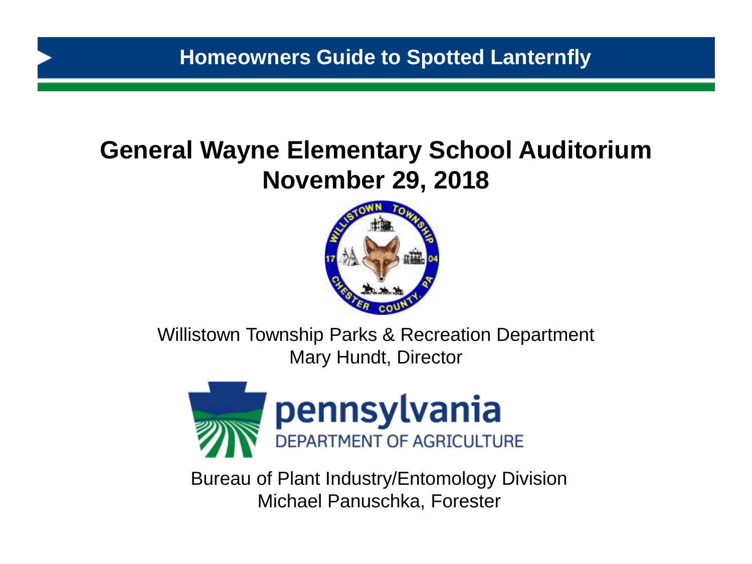# Homeowners Guide to Spotted Lanternfly

## General Wayne Elementary School Auditorium
## November 29, 2018

Willistown Township Parks & Recreation Department
Mary Hundt, Director

Bureau of Plant Industry/Entomology Division
Michael Panuschka, Forester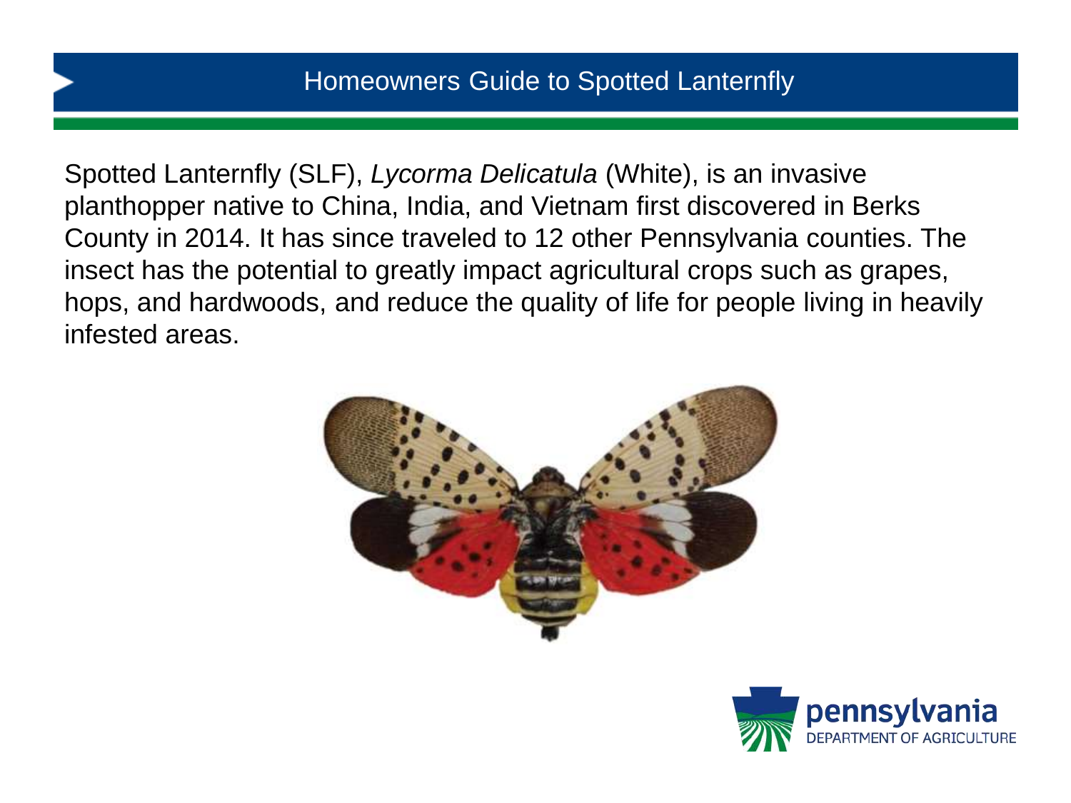# Homeowners Guide to Spotted Lanternfly

Spotted Lanternfly (SLF), *Lycorma Delicatula* (White), is an invasive planthopper native to China, India, and Vietnam first discovered in Berks County in 2014. It has since traveled to 12 other Pennsylvania counties. The insect has the potential to greatly impact agricultural crops such as grapes, hops, and hardwoods, and reduce the quality of life for people living in heavily infested areas.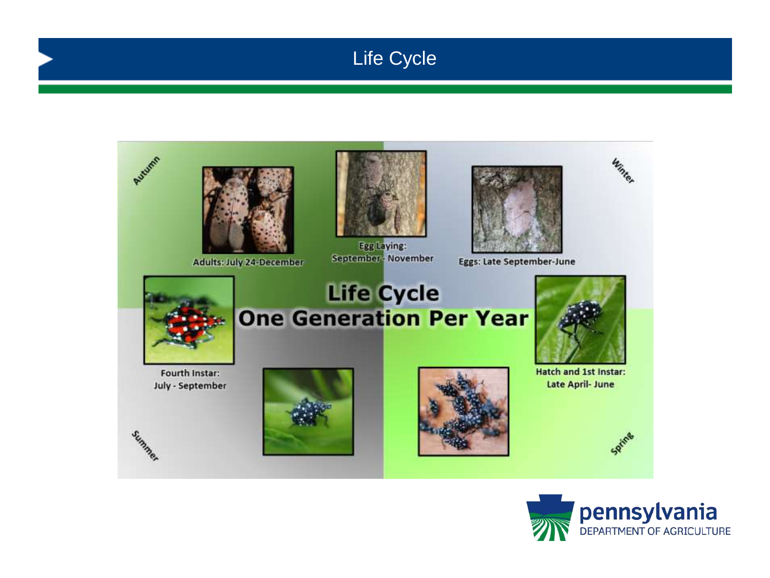# Life Cycle

Adults: July 24-December

Egg Laying: September - November

Eggs: Late September-June

Autumn

Winter

Summer

Spring

## Life Cycle
## One Generation Per Year

Fourth Instar: July - September

Hatch and 1st Instar: Late April- June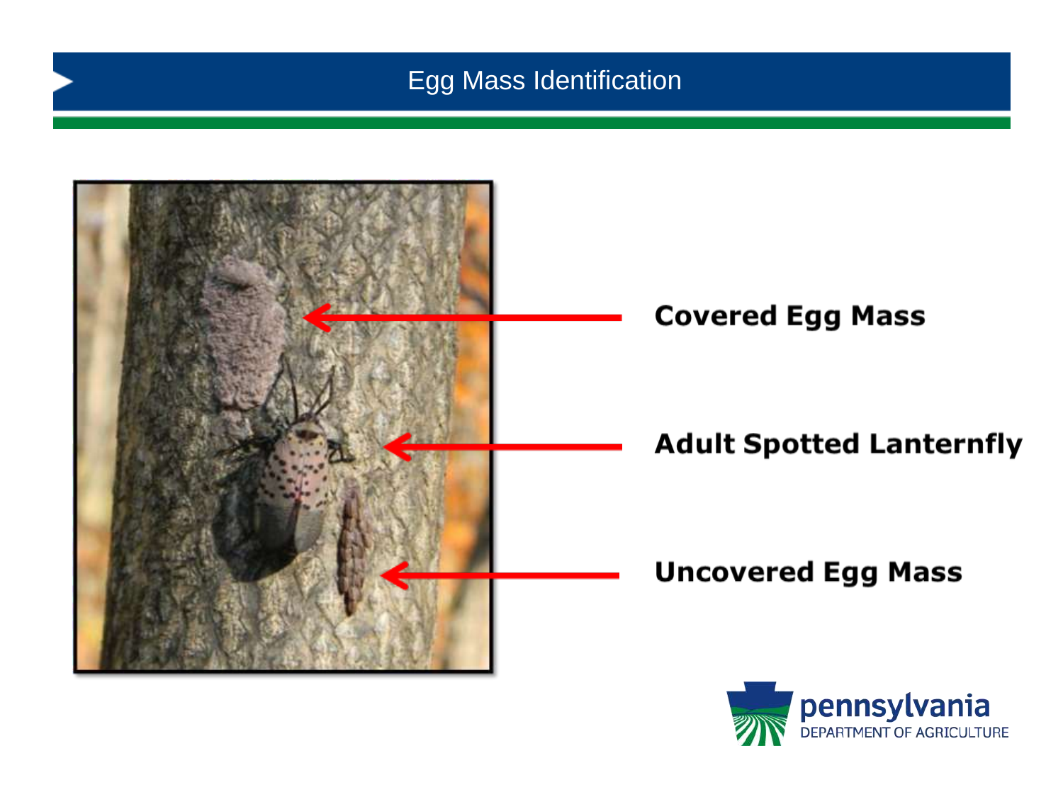# Egg Mass Identification

**Covered Egg Mass**

**Adult Spotted Lanternfly**

**Uncovered Egg Mass**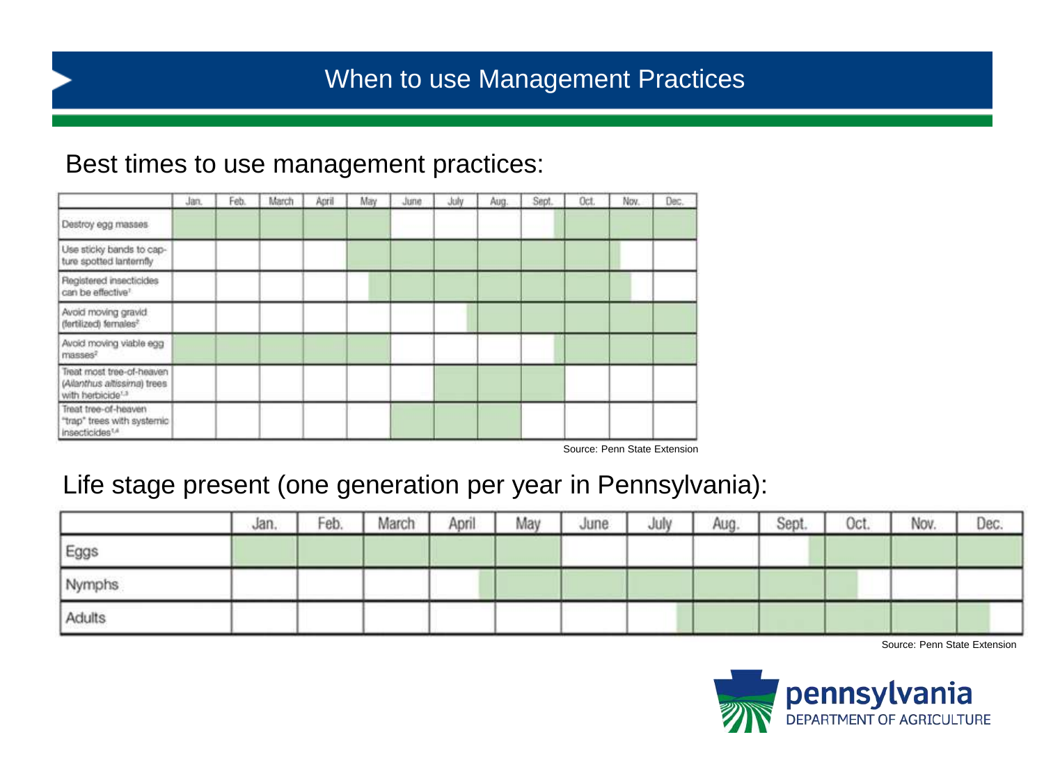# When to use Management Practices

Best times to use management practices:

| | Jan. | Feb. | March | April | May | June | July | Aug. | Sept. | Oct. | Nov. | Dec. |
|---|---|---|---|---|---|---|---|---|---|---|---|---|
| Destroy egg masses | X | X | X | X | X | | | | X | X | X | X |
| Use sticky bands to capture spotted lanternfly | | | | | X | X | X | X | X | X | X | |
| Registered insecticides can be effective[1] | | | | | X | X | X | X | X | X | X | |
| Avoid moving gravid (fertilized) females[2] | | | | | | | X | X | X | X | X | X |
| Avoid moving viable egg masses[2] | X | X | X | X | X | | | | X | X | X | X |
| Treat most tree-of-heaven (*Ailanthus altissima*) trees with herbicide[1,3] | | | | | | | X | X | X | | | |
| Treat tree-of-heaven "trap" trees with systemic insecticides[1,4] | | | | | | X | X | X | | | | |

Source: Penn State Extension

Life stage present (one generation per year in Pennsylvania):

| | Jan. | Feb. | March | April | May | June | July | Aug. | Sept. | Oct. | Nov. | Dec. |
|---|---|---|---|---|---|---|---|---|---|---|---|---|
| Eggs | X | X | X | X | X | | | | X | X | X | X |
| Nymphs | | | | X | X | X | X | X | X | X | | |
| Adults | | | | | | | X | X | X | X | X | X |

Source: Penn State Extension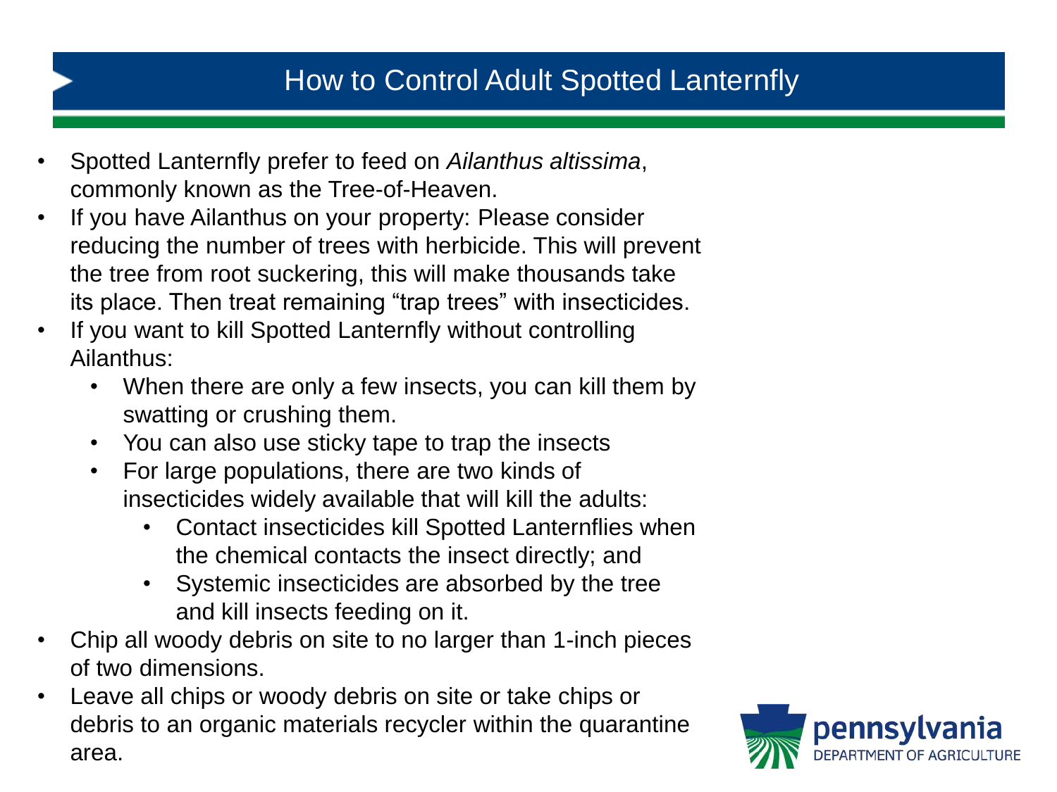# How to Control Adult Spotted Lanternfly

- Spotted Lanternfly prefer to feed on *Ailanthus altissima*, commonly known as the Tree-of-Heaven.
- If you have Ailanthus on your property: Please consider reducing the number of trees with herbicide. This will prevent the tree from root suckering, this will make thousands take its place. Then treat remaining “trap trees” with insecticides.
- If you want to kill Spotted Lanternfly without controlling Ailanthus:
  - When there are only a few insects, you can kill them by swatting or crushing them.
  - You can also use sticky tape to trap the insects
  - For large populations, there are two kinds of insecticides widely available that will kill the adults:
    - Contact insecticides kill Spotted Lanternflies when the chemical contacts the insect directly; and
    - Systemic insecticides are absorbed by the tree and kill insects feeding on it.
- Chip all woody debris on site to no larger than 1-inch pieces of two dimensions.
- Leave all chips or woody debris on site or take chips or debris to an organic materials recycler within the quarantine area.

pennsylvania DEPARTMENT OF AGRICULTURE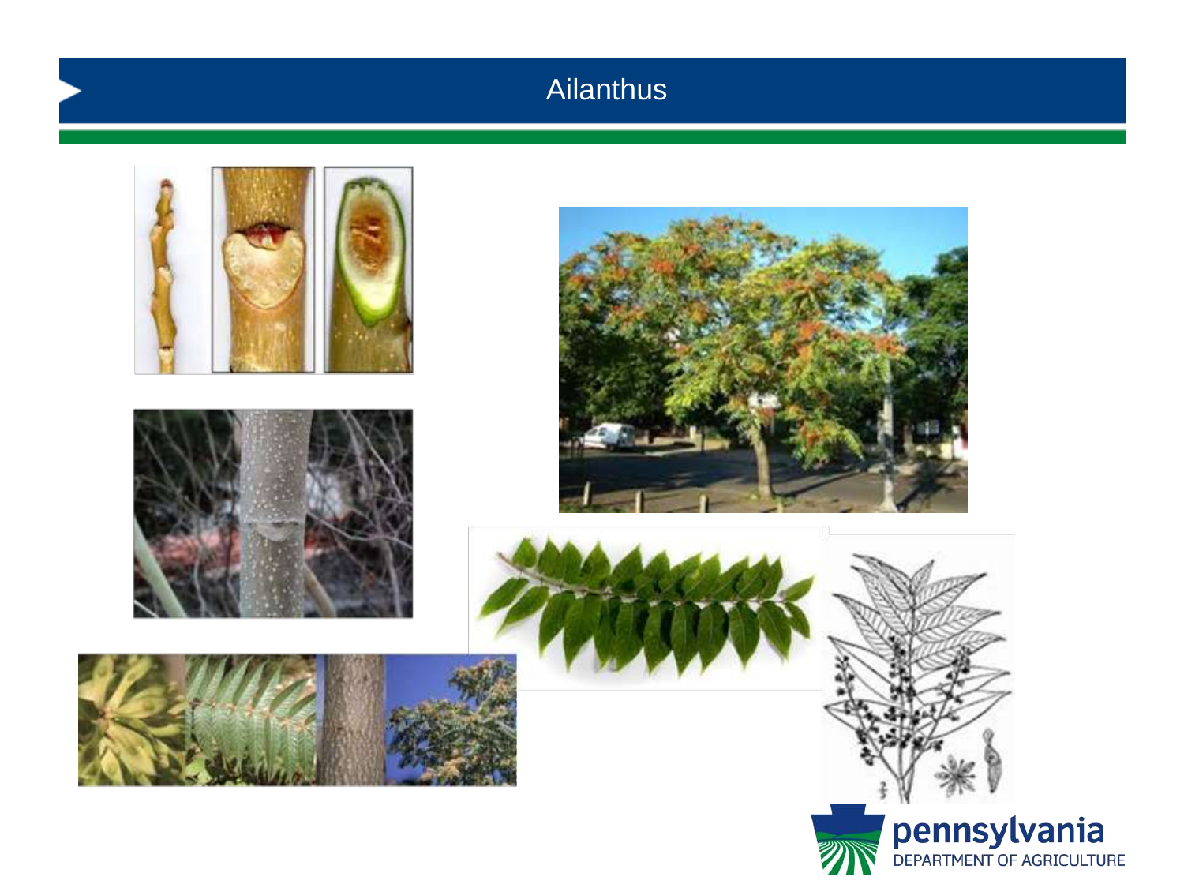# Ailanthus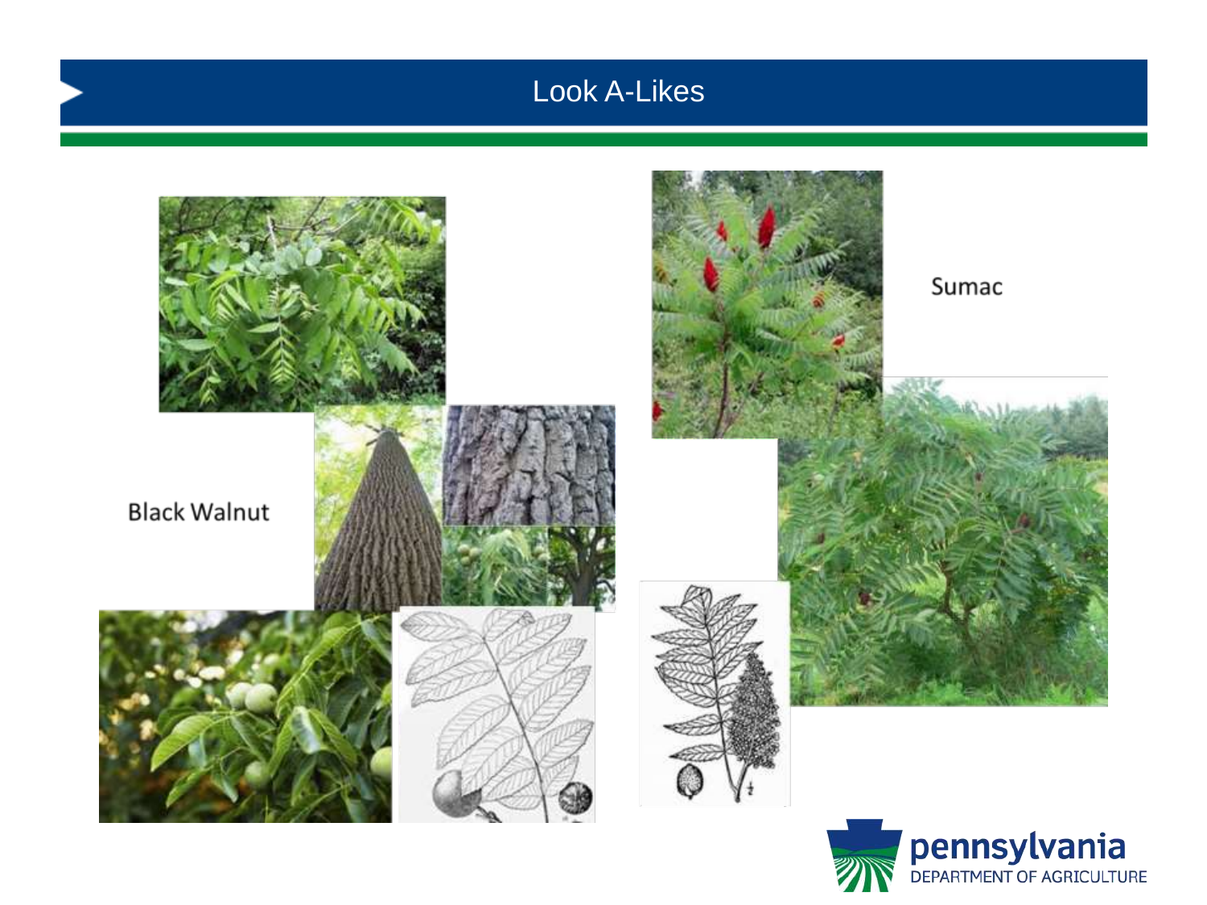# Look A-Likes

Black Walnut

Sumac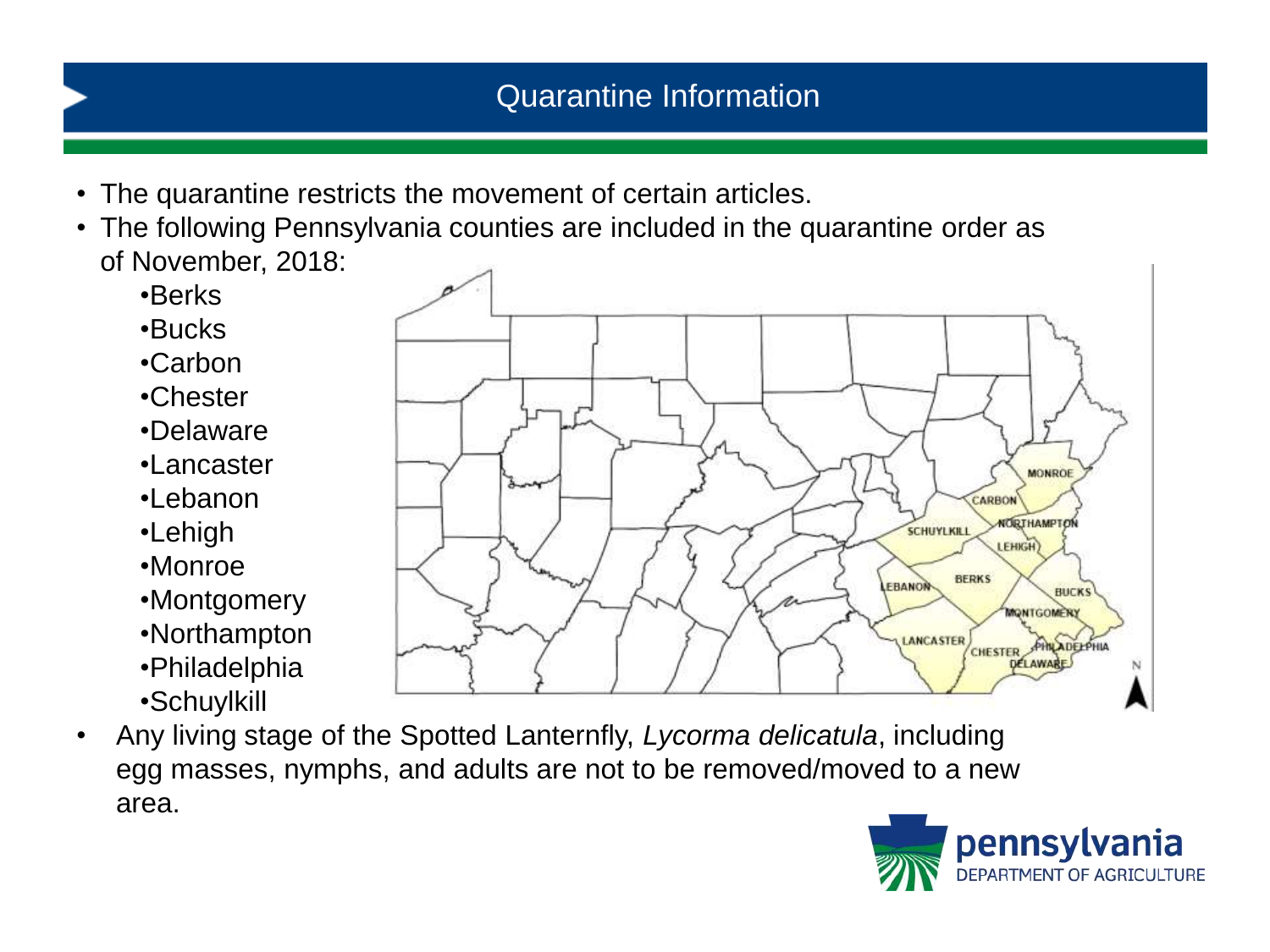# Quarantine Information

- The quarantine restricts the movement of certain articles.
- The following Pennsylvania counties are included in the quarantine order as of November, 2018:
  - Berks
  - Bucks
  - Carbon
  - Chester
  - Delaware
  - Lancaster
  - Lebanon
  - Lehigh
  - Monroe
  - Montgomery
  - Northampton
  - Philadelphia
  - Schuylkill
- Any living stage of the Spotted Lanternfly, *Lycorma delicatula*, including egg masses, nymphs, and adults are not to be removed/moved to a new area.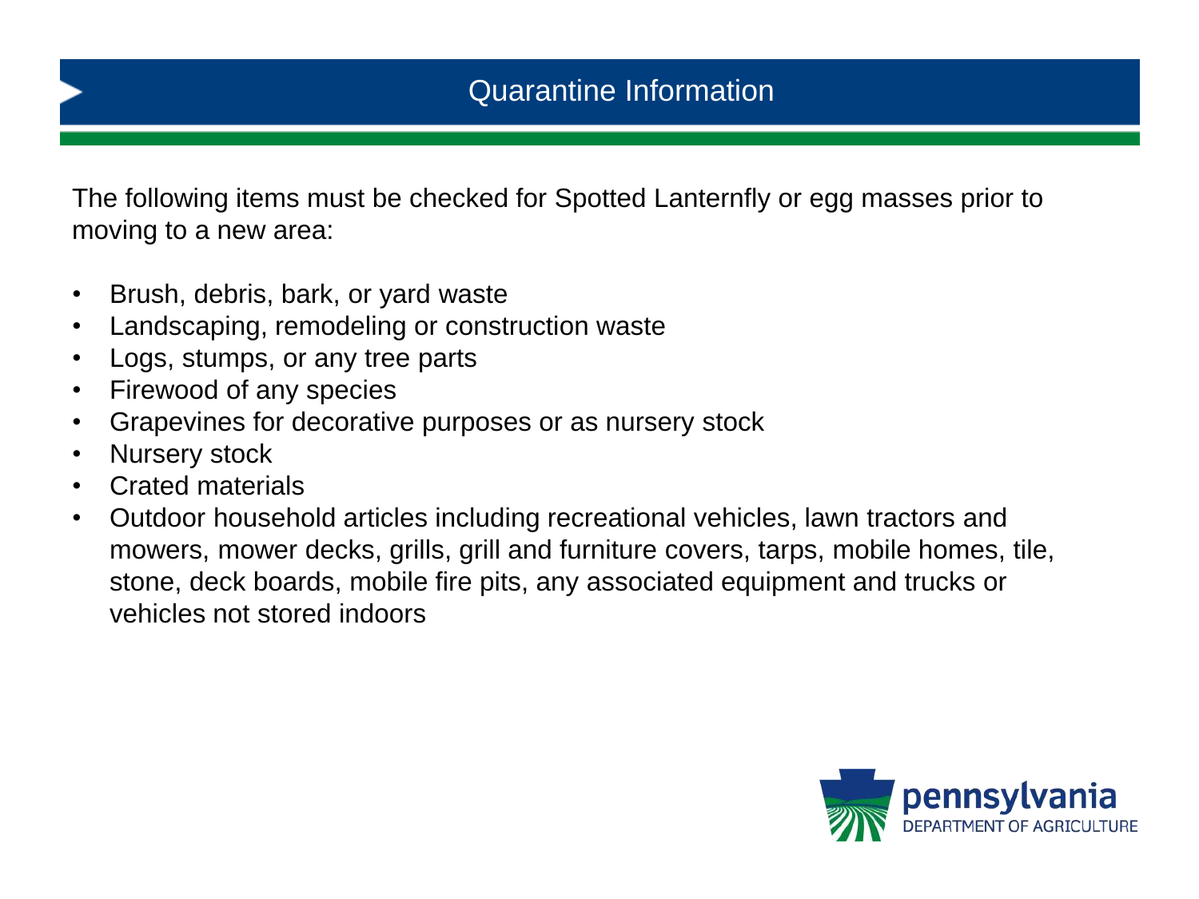# Quarantine Information

The following items must be checked for Spotted Lanternfly or egg masses prior to moving to a new area:

- Brush, debris, bark, or yard waste
- Landscaping, remodeling or construction waste
- Logs, stumps, or any tree parts
- Firewood of any species
- Grapevines for decorative purposes or as nursery stock
- Nursery stock
- Crated materials
- Outdoor household articles including recreational vehicles, lawn tractors and mowers, mower decks, grills, grill and furniture covers, tarps, mobile homes, tile, stone, deck boards, mobile fire pits, any associated equipment and trucks or vehicles not stored indoors

pennsylvania
DEPARTMENT OF AGRICULTURE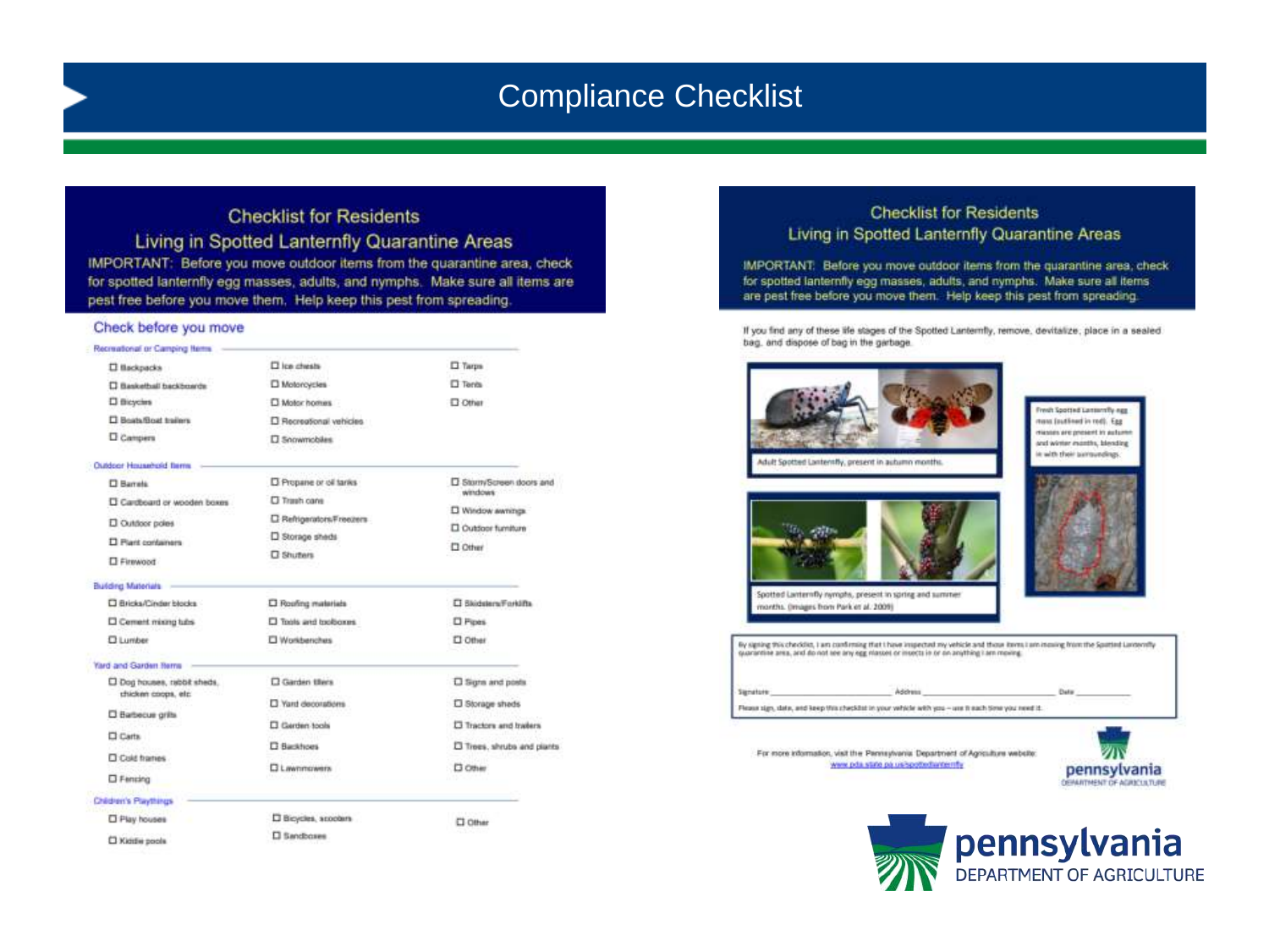# Compliance Checklist

## Checklist for Residents
## Living in Spotted Lanternfly Quarantine Areas

IMPORTANT: Before you move outdoor items from the quarantine area, check for spotted lanternfly egg masses, adults, and nymphs. Make sure all items are pest free before you move them. Help keep this pest from spreading.

### Check before you move

**Recreational or Camping Items**

- ☐ Backpacks
- ☐ Basketball backboards
- ☐ Bicycles
- ☐ Boats/Boat trailers
- ☐ Campers
- ☐ Ice chests
- ☐ Motorcycles
- ☐ Motor homes
- ☐ Recreational vehicles
- ☐ Snowmobiles
- ☐ Tarps
- ☐ Tents
- ☐ Other

**Outdoor Household Items**

- ☐ Barrels
- ☐ Cardboard or wooden boxes
- ☐ Outdoor poles
- ☐ Plant containers
- ☐ Firewood
- ☐ Propane or oil tanks
- ☐ Trash cans
- ☐ Refrigerators/Freezers
- ☐ Storage sheds
- ☐ Shutters
- ☐ Storm/Screen doors and windows
- ☐ Window awnings
- ☐ Outdoor furniture
- ☐ Other

**Building Materials**

- ☐ Bricks/Cinder blocks
- ☐ Cement mixing tubs
- ☐ Lumber
- ☐ Roofing materials
- ☐ Tools and toolboxes
- ☐ Workbenches
- ☐ Skidsters/Forklifts
- ☐ Pipes
- ☐ Other

**Yard and Garden Items**

- ☐ Dog houses, rabbit sheds, chicken coops, etc
- ☐ Barbecue grills
- ☐ Carts
- ☐ Cold frames
- ☐ Fencing
- ☐ Garden tillers
- ☐ Yard decorations
- ☐ Garden tools
- ☐ Backhoes
- ☐ Lawnmowers
- ☐ Signs and posts
- ☐ Storage sheds
- ☐ Tractors and trailers
- ☐ Trees, shrubs and plants
- ☐ Other

**Children's Playthings**

- ☐ Play houses
- ☐ Kiddie pools
- ☐ Bicycles, scooters
- ☐ Sandboxes
- ☐ Other

## Checklist for Residents
## Living in Spotted Lanternfly Quarantine Areas

IMPORTANT: Before you move outdoor items from the quarantine area, check for spotted lanternfly egg masses, adults, and nymphs. Make sure all items are pest free before you move them. Help keep this pest from spreading.

If you find any of these life stages of the Spotted Lanternfly, remove, devitalize, place in a sealed bag, and dispose of bag in the garbage.

Adult Spotted Lanternfly, present in autumn months.

Spotted Lanternfly nymphs, present in spring and summer months. (Images from Park et al. 2009)

Fresh Spotted Lanternfly egg mass (outlined in red). Egg masses are present in autumn and winter months, blending in with their surroundings.

By signing this checklist, I am confirming that I have inspected my vehicle and those items I am moving from the Spotted Lanternfly quarantine area, and do not see any egg masses or insects in or on anything I am moving.

Signature ______________________ Address ______________________ Date __________

Please sign, date, and keep this checklist in your vehicle with you – use it each time you need it.

For more information, visit the Pennsylvania Department of Agriculture website: www.pda.state.pa.us/spottedlanternfly

pennsylvania DEPARTMENT OF AGRICULTURE

pennsylvania DEPARTMENT OF AGRICULTURE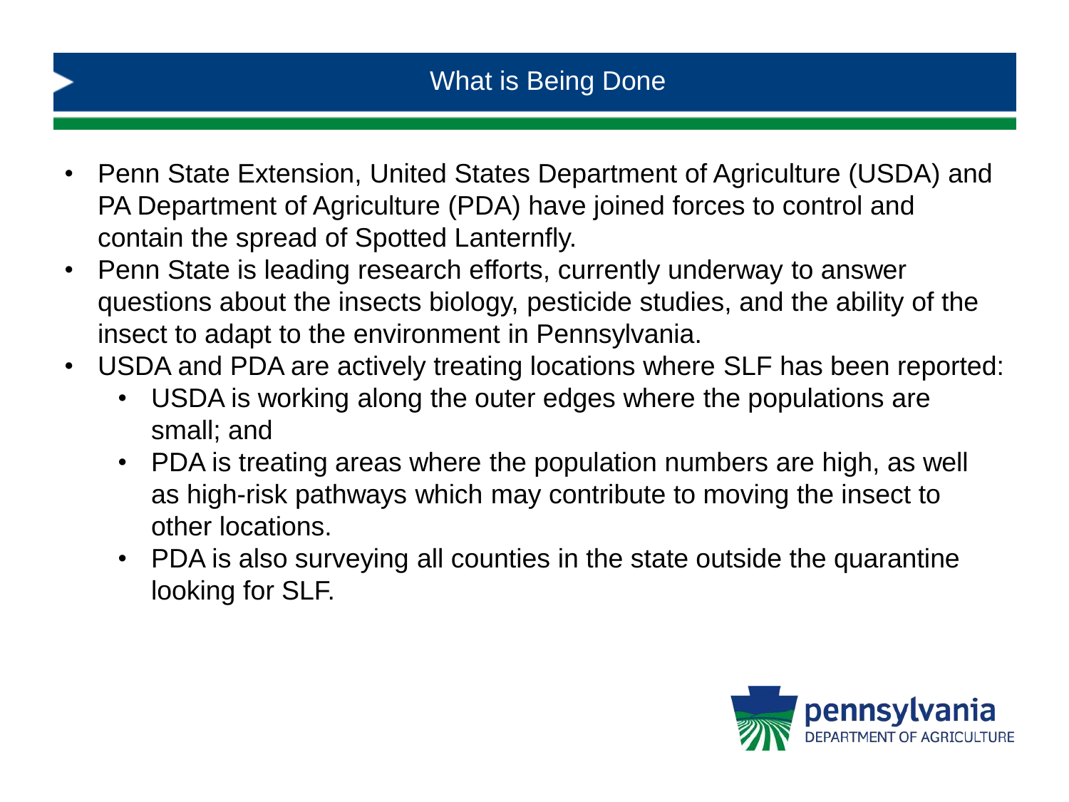## What is Being Done

- Penn State Extension, United States Department of Agriculture (USDA) and PA Department of Agriculture (PDA) have joined forces to control and contain the spread of Spotted Lanternfly.
- Penn State is leading research efforts, currently underway to answer questions about the insects biology, pesticide studies, and the ability of the insect to adapt to the environment in Pennsylvania.
- USDA and PDA are actively treating locations where SLF has been reported:
  - USDA is working along the outer edges where the populations are small; and
  - PDA is treating areas where the population numbers are high, as well as high-risk pathways which may contribute to moving the insect to other locations.
  - PDA is also surveying all counties in the state outside the quarantine looking for SLF.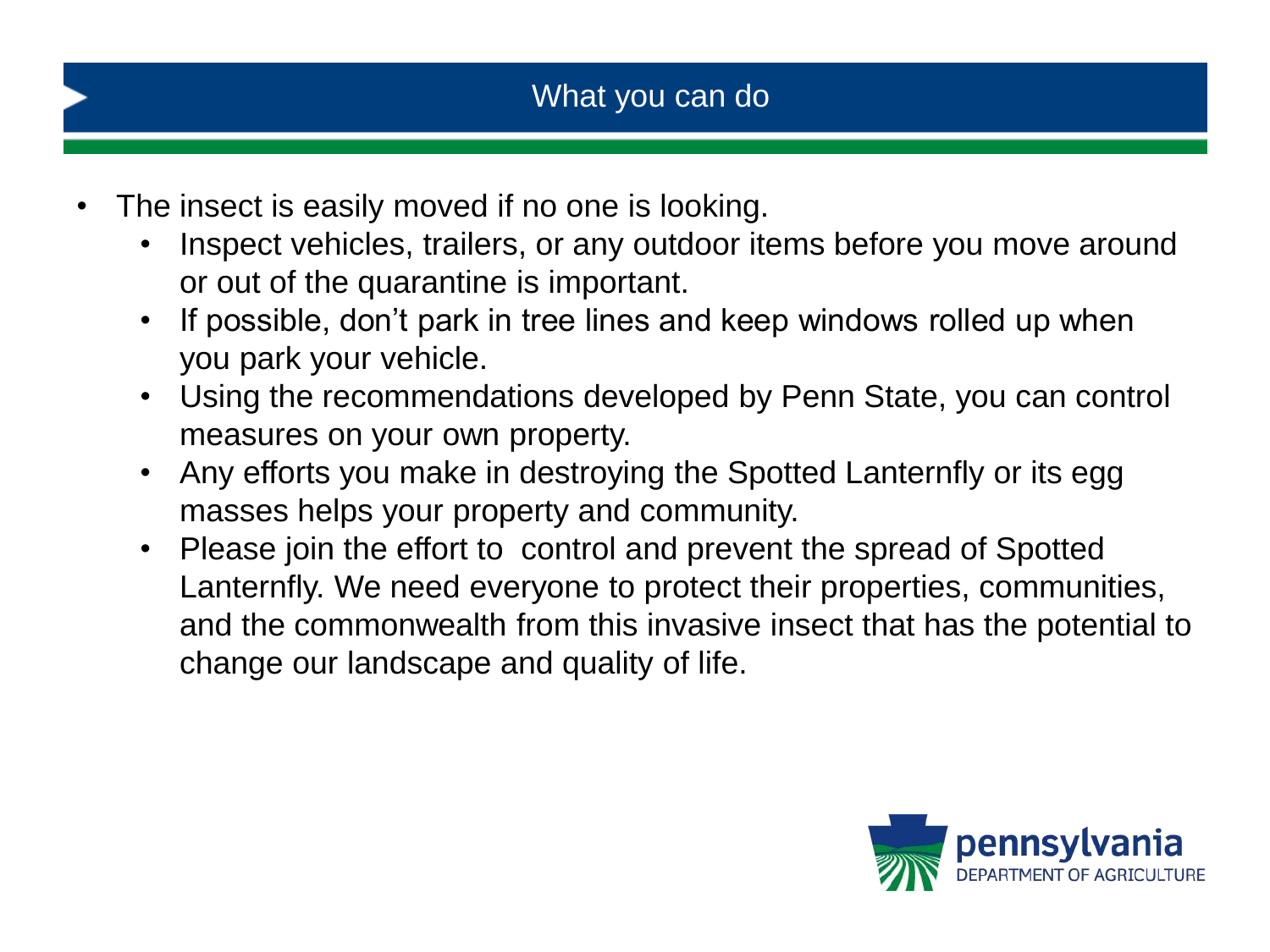## What you can do

- The insect is easily moved if no one is looking.
  - Inspect vehicles, trailers, or any outdoor items before you move around or out of the quarantine is important.
  - If possible, don't park in tree lines and keep windows rolled up when you park your vehicle.
  - Using the recommendations developed by Penn State, you can control measures on your own property.
  - Any efforts you make in destroying the Spotted Lanternfly or its egg masses helps your property and community.
  - Please join the effort to control and prevent the spread of Spotted Lanternfly. We need everyone to protect their properties, communities, and the commonwealth from this invasive insect that has the potential to change our landscape and quality of life.

pennsylvania
DEPARTMENT OF AGRICULTURE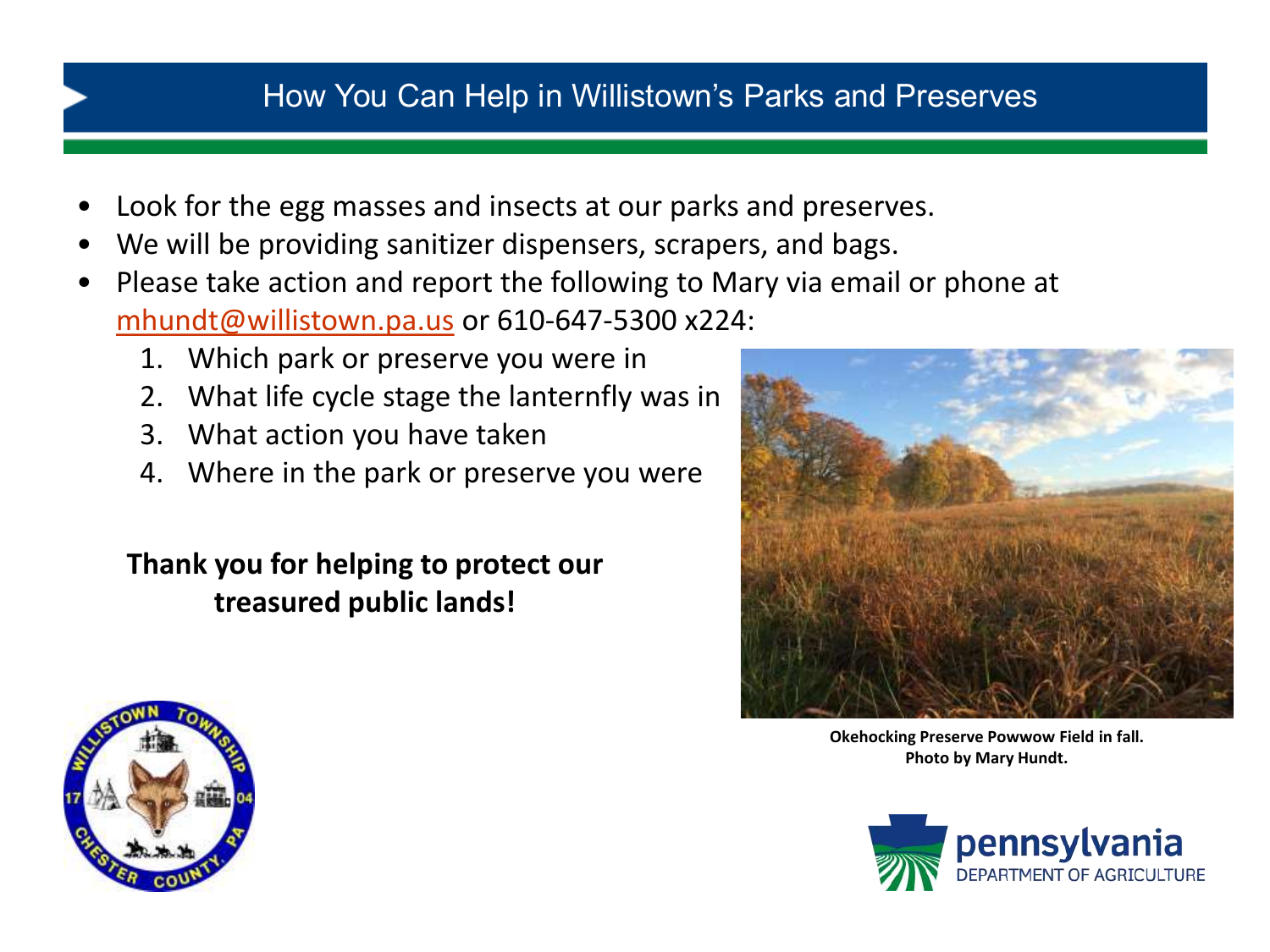# How You Can Help in Willistown's Parks and Preserves

- Look for the egg masses and insects at our parks and preserves.
- We will be providing sanitizer dispensers, scrapers, and bags.
- Please take action and report the following to Mary via email or phone at mhundt@willistown.pa.us or 610-647-5300 x224:
  1. Which park or preserve you were in
  2. What life cycle stage the lanternfly was in
  3. What action you have taken
  4. Where in the park or preserve you were

**Thank you for helping to protect our treasured public lands!**

**Okehocking Preserve Powwow Field in fall. Photo by Mary Hundt.**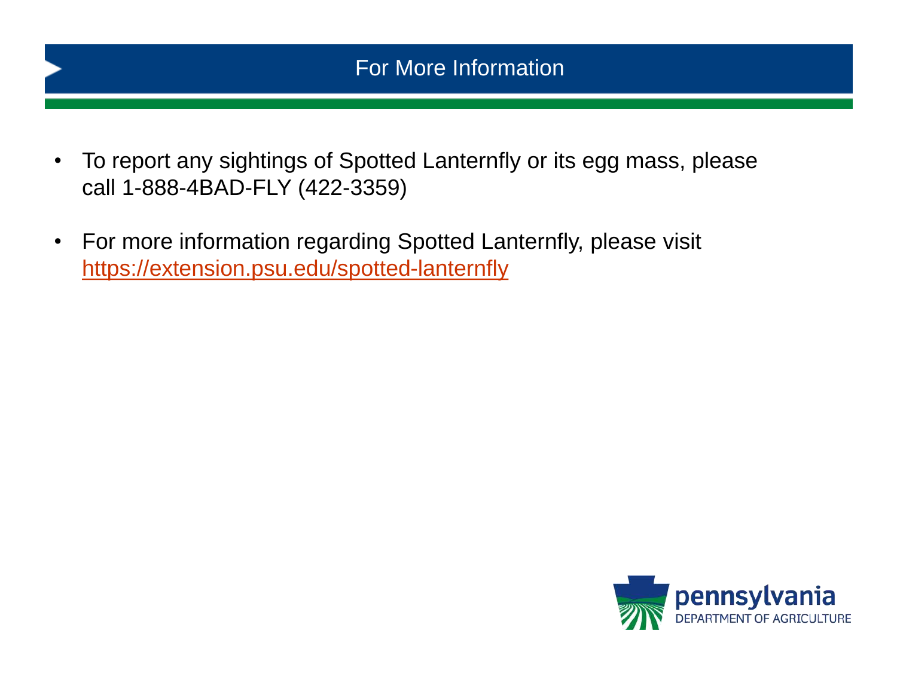# For More Information

- To report any sightings of Spotted Lanternfly or its egg mass, please call 1-888-4BAD-FLY (422-3359)
- For more information regarding Spotted Lanternfly, please visit https://extension.psu.edu/spotted-lanternfly

pennsylvania
DEPARTMENT OF AGRICULTURE